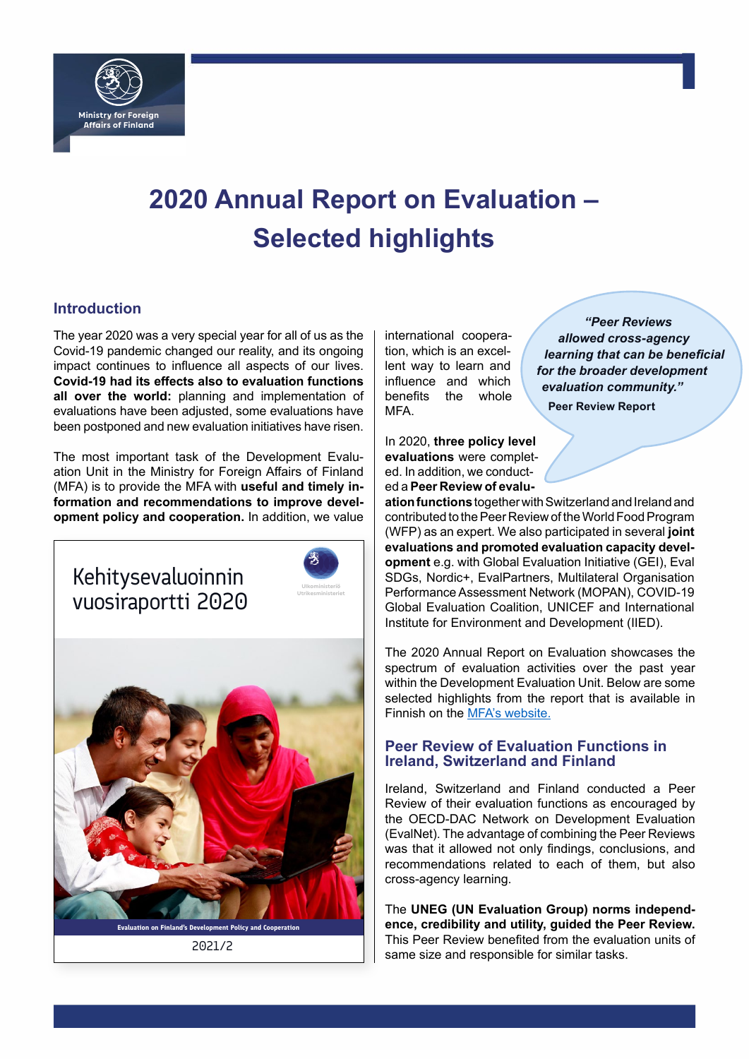Ministry for Foreign Affairs of Finland

# 2020 Annual Report on Evaluation – Selected highlights

## Introduction

The year 2020 was a very special year for all of us as the Covid-19 pandemic changed our reality, and its ongoing impact continues to influence all aspects of our lives. **Covid-19 had its effects also to evaluation functions all over the world:** planning and implementation of evaluations have been adjusted, some evaluations have been postponed and new evaluation initiatives have risen.

The most important task of the Development Evaluation Unit in the Ministry for Foreign Affairs of Finland (MFA) is to provide the MFA with **useful and timely information and recommendations to improve development policy and cooperation.** In addition, we value international cooperation, which is an excellent way to learn and influence and which benefits the whole MFA.

> ***"Peer Reviews allowed cross-agency learning that can be beneficial for the broader development evaluation community."***
>
> **Peer Review Report**

In 2020, **three policy level evaluations** were completed. In addition, we conducted a **Peer Review of evaluation functions** together with Switzerland and Ireland and contributed to the Peer Review of the World Food Program (WFP) as an expert. We also participated in several **joint evaluations and promoted evaluation capacity development** e.g. with Global Evaluation Initiative (GEI), Eval SDGs, Nordic+, EvalPartners, Multilateral Organisation Performance Assessment Network (MOPAN), COVID-19 Global Evaluation Coalition, UNICEF and International Institute for Environment and Development (IIED).

The 2020 Annual Report on Evaluation showcases the spectrum of evaluation activities over the past year within the Development Evaluation Unit. Below are some selected highlights from the report that is available in Finnish on the [MFA's website.]()

Kehitysevaluoinnin vuosiraportti 2020

Ulkoministeriö Utrikesministeriet

Evaluation on Finland's Development Policy and Cooperation

2021/2

## Peer Review of Evaluation Functions in Ireland, Switzerland and Finland

Ireland, Switzerland and Finland conducted a Peer Review of their evaluation functions as encouraged by the OECD-DAC Network on Development Evaluation (EvalNet). The advantage of combining the Peer Reviews was that it allowed not only findings, conclusions, and recommendations related to each of them, but also cross-agency learning.

The **UNEG (UN Evaluation Group) norms independence, credibility and utility, guided the Peer Review.** This Peer Review benefited from the evaluation units of same size and responsible for similar tasks.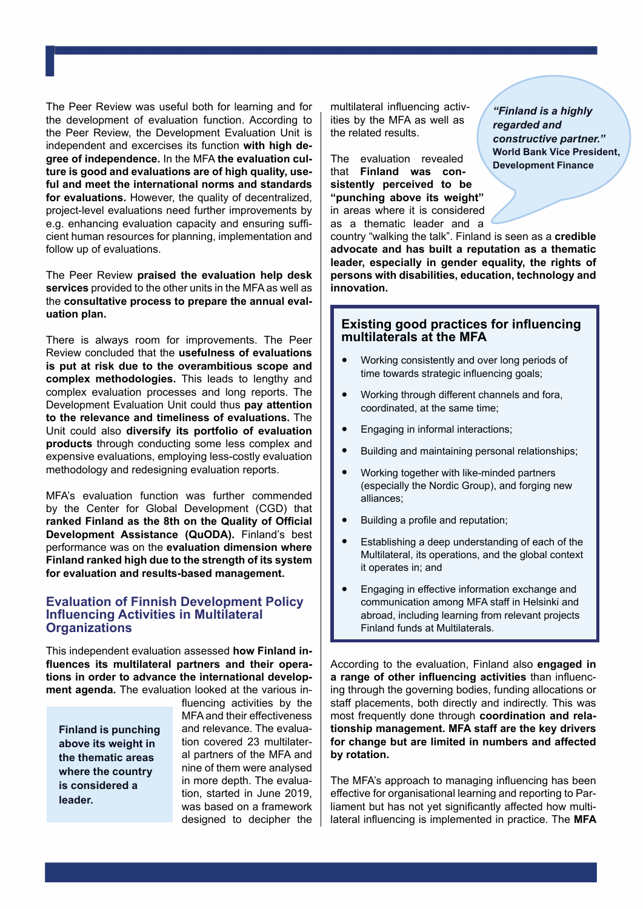The Peer Review was useful both for learning and for the development of evaluation function. According to the Peer Review, the Development Evaluation Unit is independent and excercises its function **with high degree of independence.** In the MFA **the evaluation culture is good and evaluations are of high quality, useful and meet the international norms and standards for evaluations.** However, the quality of decentralized, project-level evaluations need further improvements by e.g. enhancing evaluation capacity and ensuring sufficient human resources for planning, implementation and follow up of evaluations.

The Peer Review **praised the evaluation help desk services** provided to the other units in the MFA as well as the **consultative process to prepare the annual evaluation plan.**

There is always room for improvements. The Peer Review concluded that the **usefulness of evaluations is put at risk due to the overambitious scope and complex methodologies.** This leads to lengthy and complex evaluation processes and long reports. The Development Evaluation Unit could thus **pay attention to the relevance and timeliness of evaluations.** The Unit could also **diversify its portfolio of evaluation products** through conducting some less complex and expensive evaluations, employing less-costly evaluation methodology and redesigning evaluation reports.

MFA's evaluation function was further commended by the Center for Global Development (CGD) that **ranked Finland as the 8th on the Quality of Official Development Assistance (QuODA).** Finland's best performance was on the **evaluation dimension where Finland ranked high due to the strength of its system for evaluation and results-based management.**

## Evaluation of Finnish Development Policy Influencing Activities in Multilateral Organizations

This independent evaluation assessed **how Finland influences its multilateral partners and their operations in order to advance the international development agenda.** The evaluation looked at the various influencing activities by the MFA and their effectiveness and relevance. The evaluation covered 23 multilateral partners of the MFA and nine of them were analysed in more depth. The evaluation, started in June 2019, was based on a framework designed to decipher the multilateral influencing activities by the MFA as well as the related results.

> **Finland is punching above its weight in the thematic areas where the country is considered a leader.**

The evaluation revealed that **Finland was consistently perceived to be "punching above its weight"** in areas where it is considered as a thematic leader and a country "walking the talk". Finland is seen as a **credible advocate and has built a reputation as a thematic leader, especially in gender equality, the rights of persons with disabilities, education, technology and innovation.**

> ***"Finland is a highly regarded and constructive partner."***
> **World Bank Vice President, Development Finance**

### Existing good practices for influencing multilaterals at the MFA

- Working consistently and over long periods of time towards strategic influencing goals;
- Working through different channels and fora, coordinated, at the same time;
- Engaging in informal interactions;
- Building and maintaining personal relationships;
- Working together with like-minded partners (especially the Nordic Group), and forging new alliances;
- Building a profile and reputation;
- Establishing a deep understanding of each of the Multilateral, its operations, and the global context it operates in; and
- Engaging in effective information exchange and communication among MFA staff in Helsinki and abroad, including learning from relevant projects Finland funds at Multilaterals.

According to the evaluation, Finland also **engaged in a range of other influencing activities** than influencing through the governing bodies, funding allocations or staff placements, both directly and indirectly. This was most frequently done through **coordination and relationship management. MFA staff are the key drivers for change but are limited in numbers and affected by rotation.**

The MFA's approach to managing influencing has been effective for organisational learning and reporting to Parliament but has not yet significantly affected how multilateral influencing is implemented in practice. The **MFA**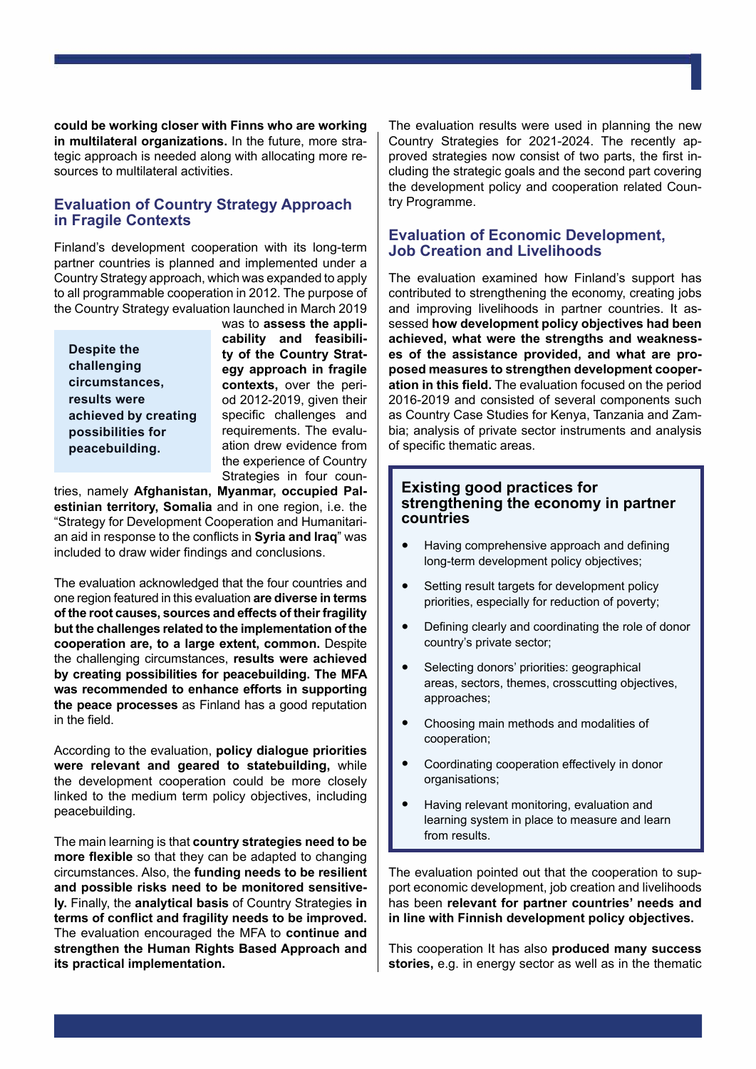**could be working closer with Finns who are working in multilateral organizations.** In the future, more strategic approach is needed along with allocating more resources to multilateral activities.

## Evaluation of Country Strategy Approach in Fragile Contexts

Finland's development cooperation with its long-term partner countries is planned and implemented under a Country Strategy approach, which was expanded to apply to all programmable cooperation in 2012. The purpose of the Country Strategy evaluation launched in March 2019 was to **assess the applicability and feasibility of the Country Strategy approach in fragile contexts,** over the period 2012-2019, given their specific challenges and requirements. The evaluation drew evidence from the experience of Country Strategies in four countries, namely **Afghanistan, Myanmar, occupied Palestinian territory, Somalia** and in one region, i.e. the "Strategy for Development Cooperation and Humanitarian aid in response to the conflicts in **Syria and Iraq**" was included to draw wider findings and conclusions.

> **Despite the challenging circumstances, results were achieved by creating possibilities for peacebuilding.**

The evaluation acknowledged that the four countries and one region featured in this evaluation **are diverse in terms of the root causes, sources and effects of their fragility but the challenges related to the implementation of the cooperation are, to a large extent, common.** Despite the challenging circumstances, **results were achieved by creating possibilities for peacebuilding. The MFA was recommended to enhance efforts in supporting the peace processes** as Finland has a good reputation in the field.

According to the evaluation, **policy dialogue priorities were relevant and geared to statebuilding,** while the development cooperation could be more closely linked to the medium term policy objectives, including peacebuilding.

The main learning is that **country strategies need to be more flexible** so that they can be adapted to changing circumstances. Also, the **funding needs to be resilient and possible risks need to be monitored sensitively.** Finally, the **analytical basis** of Country Strategies **in terms of conflict and fragility needs to be improved.** The evaluation encouraged the MFA to **continue and strengthen the Human Rights Based Approach and its practical implementation.**

The evaluation results were used in planning the new Country Strategies for 2021-2024. The recently approved strategies now consist of two parts, the first including the strategic goals and the second part covering the development policy and cooperation related Country Programme.

## Evaluation of Economic Development, Job Creation and Livelihoods

The evaluation examined how Finland's support has contributed to strengthening the economy, creating jobs and improving livelihoods in partner countries. It assessed **how development policy objectives had been achieved, what were the strengths and weaknesses of the assistance provided, and what are proposed measures to strengthen development cooperation in this field.** The evaluation focused on the period 2016-2019 and consisted of several components such as Country Case Studies for Kenya, Tanzania and Zambia; analysis of private sector instruments and analysis of specific thematic areas.

### Existing good practices for strengthening the economy in partner countries

- Having comprehensive approach and defining long-term development policy objectives;
- Setting result targets for development policy priorities, especially for reduction of poverty;
- Defining clearly and coordinating the role of donor country's private sector;
- Selecting donors' priorities: geographical areas, sectors, themes, crosscutting objectives, approaches;
- Choosing main methods and modalities of cooperation;
- Coordinating cooperation effectively in donor organisations;
- Having relevant monitoring, evaluation and learning system in place to measure and learn from results.

The evaluation pointed out that the cooperation to support economic development, job creation and livelihoods has been **relevant for partner countries' needs and in line with Finnish development policy objectives.**

This cooperation It has also **produced many success stories,** e.g. in energy sector as well as in the thematic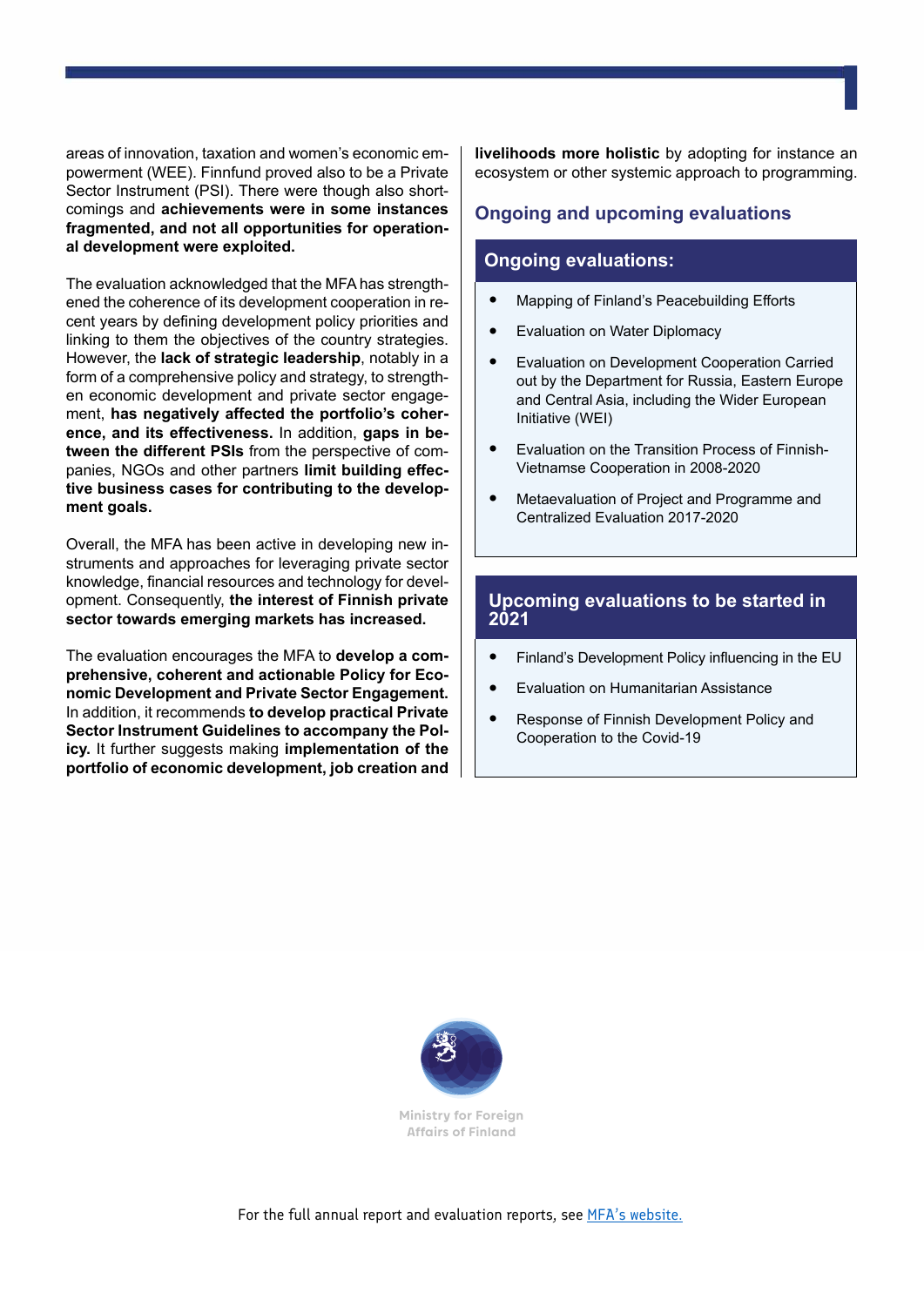areas of innovation, taxation and women's economic empowerment (WEE). Finnfund proved also to be a Private Sector Instrument (PSI). There were though also shortcomings and **achievements were in some instances fragmented, and not all opportunities for operational development were exploited.**

The evaluation acknowledged that the MFA has strengthened the coherence of its development cooperation in recent years by defining development policy priorities and linking to them the objectives of the country strategies. However, the **lack of strategic leadership**, notably in a form of a comprehensive policy and strategy, to strengthen economic development and private sector engagement, **has negatively affected the portfolio's coherence, and its effectiveness.** In addition, **gaps in between the different PSIs** from the perspective of companies, NGOs and other partners **limit building effective business cases for contributing to the development goals.**

Overall, the MFA has been active in developing new instruments and approaches for leveraging private sector knowledge, financial resources and technology for development. Consequently, **the interest of Finnish private sector towards emerging markets has increased.**

The evaluation encourages the MFA to **develop a comprehensive, coherent and actionable Policy for Economic Development and Private Sector Engagement.** In addition, it recommends **to develop practical Private Sector Instrument Guidelines to accompany the Policy.** It further suggests making **implementation of the portfolio of economic development, job creation and livelihoods more holistic** by adopting for instance an ecosystem or other systemic approach to programming.

## Ongoing and upcoming evaluations

### Ongoing evaluations:

- Mapping of Finland's Peacebuilding Efforts
- Evaluation on Water Diplomacy
- Evaluation on Development Cooperation Carried out by the Department for Russia, Eastern Europe and Central Asia, including the Wider European Initiative (WEI)
- Evaluation on the Transition Process of Finnish-Vietnamse Cooperation in 2008-2020
- Metaevaluation of Project and Programme and Centralized Evaluation 2017-2020

### Upcoming evaluations to be started in 2021

- Finland's Development Policy influencing in the EU
- Evaluation on Humanitarian Assistance
- Response of Finnish Development Policy and Cooperation to the Covid-19

Ministry for Foreign Affairs of Finland

For the full annual report and evaluation reports, see MFA's website.